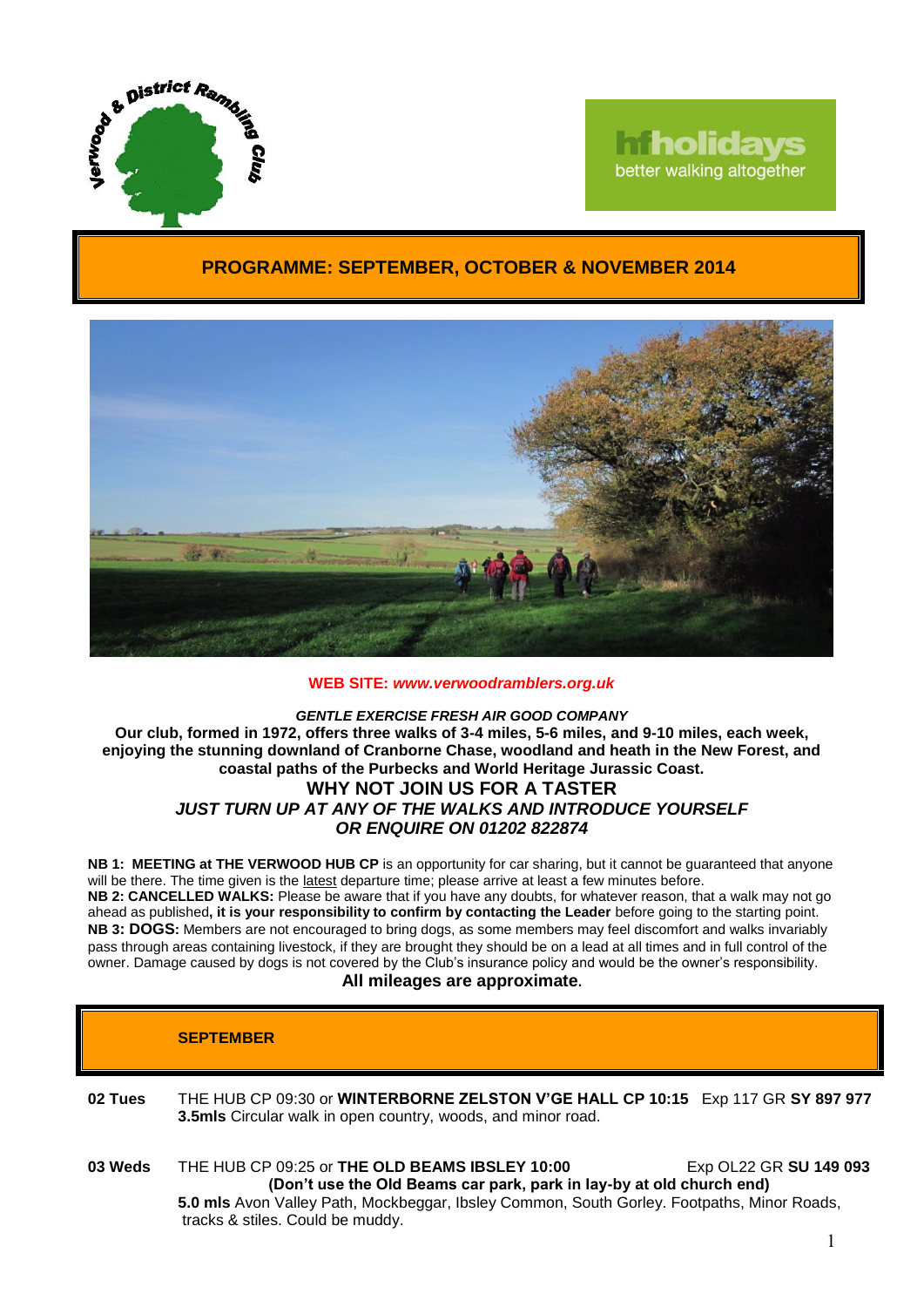Verwood & District Rambling Club

hfholidays
better walking altogether

# PROGRAMME: SEPTEMBER, OCTOBER & NOVEMBER 2014

**WEB SITE: *www.verwoodramblers.org.uk***

***GENTLE EXERCISE FRESH AIR GOOD COMPANY***

**Our club, formed in 1972, offers three walks of 3-4 miles, 5-6 miles, and 9-10 miles, each week, enjoying the stunning downland of Cranborne Chase, woodland and heath in the New Forest, and coastal paths of the Purbecks and World Heritage Jurassic Coast.**

**WHY NOT JOIN US FOR A TASTER**

***JUST TURN UP AT ANY OF THE WALKS AND INTRODUCE YOURSELF***
***OR ENQUIRE ON 01202 822874***

**NB 1: MEETING at THE VERWOOD HUB CP** is an opportunity for car sharing, but it cannot be guaranteed that anyone will be there. The time given is the latest departure time; please arrive at least a few minutes before.
**NB 2: CANCELLED WALKS:** Please be aware that if you have any doubts, for whatever reason, that a walk may not go ahead as published**, it is your responsibility to confirm by contacting the Leader** before going to the starting point.
**NB 3: DOGS:** Members are not encouraged to bring dogs, as some members may feel discomfort and walks invariably pass through areas containing livestock, if they are brought they should be on a lead at all times and in full control of the owner. Damage caused by dogs is not covered by the Club's insurance policy and would be the owner's responsibility.

**All mileages are approximate.**

## SEPTEMBER

**02 Tues** THE HUB CP 09:30 or **WINTERBORNE ZELSTON V'GE HALL CP 10:15** Exp 117 GR **SY 897 977**
**3.5mls** Circular walk in open country, woods, and minor road.

**03 Weds** THE HUB CP 09:25 or **THE OLD BEAMS IBSLEY 10:00** Exp OL22 GR **SU 149 093**
**(Don't use the Old Beams car park, park in lay-by at old church end)**
**5.0 mls** Avon Valley Path, Mockbeggar, Ibsley Common, South Gorley. Footpaths, Minor Roads, tracks & stiles. Could be muddy.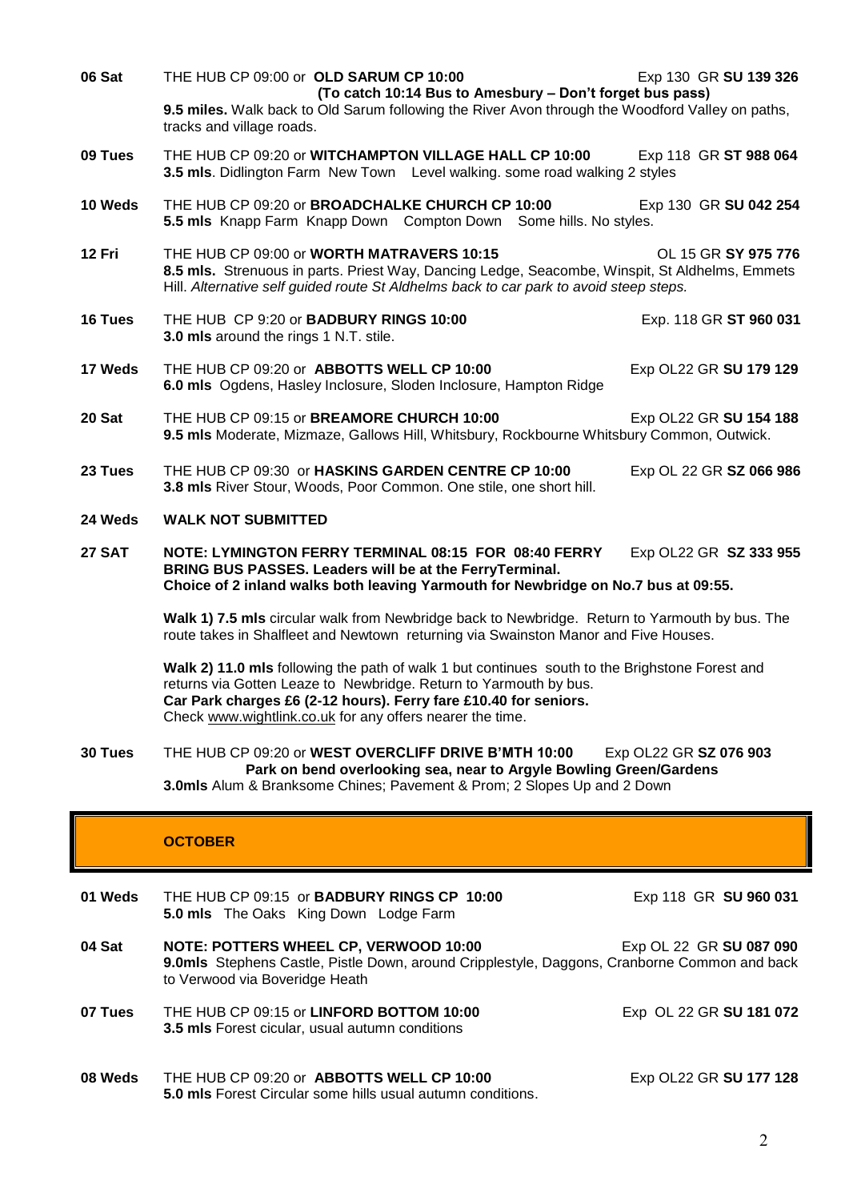**06 Sat** THE HUB CP 09:00 or **OLD SARUM CP 10:00** Exp 130 GR **SU 139 326**
**(To catch 10:14 Bus to Amesbury – Don't forget bus pass)**
**9.5 miles.** Walk back to Old Sarum following the River Avon through the Woodford Valley on paths, tracks and village roads.

**09 Tues** THE HUB CP 09:20 or **WITCHAMPTON VILLAGE HALL CP 10:00** Exp 118 GR **ST 988 064**
**3.5 mls**. Didlington Farm New Town Level walking. some road walking 2 styles

**10 Weds** THE HUB CP 09:20 or **BROADCHALKE CHURCH CP 10:00** Exp 130 GR **SU 042 254**
**5.5 mls** Knapp Farm Knapp Down Compton Down Some hills. No styles.

**12 Fri** THE HUB CP 09:00 or **WORTH MATRAVERS 10:15** OL 15 GR **SY 975 776**
**8.5 mls.** Strenuous in parts. Priest Way, Dancing Ledge, Seacombe, Winspit, St Aldhelms, Emmets Hill. *Alternative self guided route St Aldhelms back to car park to avoid steep steps.*

**16 Tues** THE HUB CP 9:20 or **BADBURY RINGS 10:00** Exp. 118 GR **ST 960 031**
**3.0 mls** around the rings 1 N.T. stile.

**17 Weds** THE HUB CP 09:20 or **ABBOTTS WELL CP 10:00** Exp OL22 GR **SU 179 129**
**6.0 mls** Ogdens, Hasley Inclosure, Sloden Inclosure, Hampton Ridge

**20 Sat** THE HUB CP 09:15 or **BREAMORE CHURCH 10:00** Exp OL22 GR **SU 154 188**
**9.5 mls** Moderate, Mizmaze, Gallows Hill, Whitsbury, Rockbourne Whitsbury Common, Outwick.

**23 Tues** THE HUB CP 09:30 or **HASKINS GARDEN CENTRE CP 10:00** Exp OL 22 GR **SZ 066 986**
**3.8 mls** River Stour, Woods, Poor Common. One stile, one short hill.

**24 Weds** **WALK NOT SUBMITTED**

**27 SAT** **NOTE: LYMINGTON FERRY TERMINAL 08:15 FOR 08:40 FERRY** Exp OL22 GR **SZ 333 955**
**BRING BUS PASSES. Leaders will be at the FerryTerminal.**
**Choice of 2 inland walks both leaving Yarmouth for Newbridge on No.7 bus at 09:55.**

**Walk 1) 7.5 mls** circular walk from Newbridge back to Newbridge. Return to Yarmouth by bus. The route takes in Shalfleet and Newtown returning via Swainston Manor and Five Houses.

**Walk 2) 11.0 mls** following the path of walk 1 but continues south to the Brighstone Forest and returns via Gotten Leaze to Newbridge. Return to Yarmouth by bus.
**Car Park charges £6 (2-12 hours). Ferry fare £10.40 for seniors.**
Check www.wightlink.co.uk for any offers nearer the time.

**30 Tues** THE HUB CP 09:20 or **WEST OVERCLIFF DRIVE B'MTH 10:00** Exp OL22 GR **SZ 076 903**
**Park on bend overlooking sea, near to Argyle Bowling Green/Gardens**
**3.0mls** Alum & Branksome Chines; Pavement & Prom; 2 Slopes Up and 2 Down

## OCTOBER

**01 Weds** THE HUB CP 09:15 or **BADBURY RINGS CP 10:00** Exp 118 GR **SU 960 031**
**5.0 mls** The Oaks King Down Lodge Farm

**04 Sat** **NOTE: POTTERS WHEEL CP, VERWOOD 10:00** Exp OL 22 GR **SU 087 090**
**9.0mls** Stephens Castle, Pistle Down, around Cripplestyle, Daggons, Cranborne Common and back to Verwood via Boveridge Heath

**07 Tues** THE HUB CP 09:15 or **LINFORD BOTTOM 10:00** Exp OL 22 GR **SU 181 072**
**3.5 mls** Forest cicular, usual autumn conditions

**08 Weds** THE HUB CP 09:20 or **ABBOTTS WELL CP 10:00** Exp OL22 GR **SU 177 128**
**5.0 mls** Forest Circular some hills usual autumn conditions.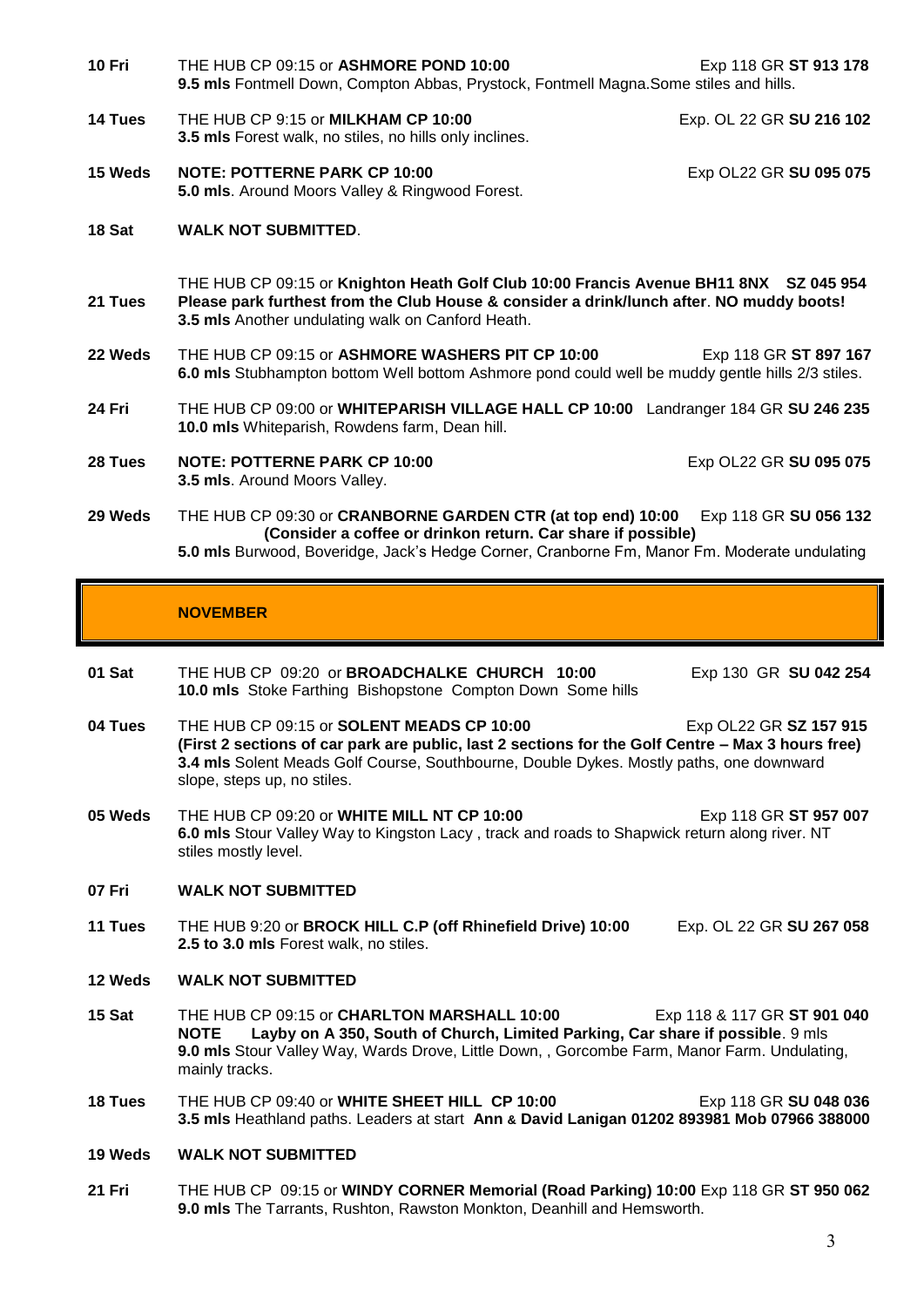**10 Fri** THE HUB CP 09:15 or **ASHMORE POND 10:00** Exp 118 GR **ST 913 178**
**9.5 mls** Fontmell Down, Compton Abbas, Prystock, Fontmell Magna.Some stiles and hills.

**14 Tues** THE HUB CP 9:15 or **MILKHAM CP 10:00** Exp. OL 22 GR **SU 216 102**
**3.5 mls** Forest walk, no stiles, no hills only inclines.

**15 Weds** **NOTE: POTTERNE PARK CP 10:00** Exp OL22 GR **SU 095 075**
**5.0 mls**. Around Moors Valley & Ringwood Forest.

**18 Sat** **WALK NOT SUBMITTED**.

**21 Tues** THE HUB CP 09:15 or **Knighton Heath Golf Club 10:00 Francis Avenue BH11 8NX SZ 045 954**
**Please park furthest from the Club House & consider a drink/lunch after**. **NO muddy boots!**
**3.5 mls** Another undulating walk on Canford Heath.

**22 Weds** THE HUB CP 09:15 or **ASHMORE WASHERS PIT CP 10:00** Exp 118 GR **ST 897 167**
**6.0 mls** Stubhampton bottom Well bottom Ashmore pond could well be muddy gentle hills 2/3 stiles.

**24 Fri** THE HUB CP 09:00 or **WHITEPARISH VILLAGE HALL CP 10:00** Landranger 184 GR **SU 246 235**
**10.0 mls** Whiteparish, Rowdens farm, Dean hill.

**28 Tues** **NOTE: POTTERNE PARK CP 10:00** Exp OL22 GR **SU 095 075**
**3.5 mls**. Around Moors Valley.

**29 Weds** THE HUB CP 09:30 or **CRANBORNE GARDEN CTR (at top end) 10:00** Exp 118 GR **SU 056 132**
**(Consider a coffee or drinkon return. Car share if possible)**
**5.0 mls** Burwood, Boveridge, Jack's Hedge Corner, Cranborne Fm, Manor Fm. Moderate undulating

## NOVEMBER

**01 Sat** THE HUB CP 09:20 or **BROADCHALKE CHURCH 10:00** Exp 130 GR **SU 042 254**
**10.0 mls** Stoke Farthing Bishopstone Compton Down Some hills

**04 Tues** THE HUB CP 09:15 or **SOLENT MEADS CP 10:00** Exp OL22 GR **SZ 157 915**
**(First 2 sections of car park are public, last 2 sections for the Golf Centre – Max 3 hours free)**
**3.4 mls** Solent Meads Golf Course, Southbourne, Double Dykes. Mostly paths, one downward slope, steps up, no stiles.

**05 Weds** THE HUB CP 09:20 or **WHITE MILL NT CP 10:00** Exp 118 GR **ST 957 007**
**6.0 mls** Stour Valley Way to Kingston Lacy , track and roads to Shapwick return along river. NT stiles mostly level.

**07 Fri** **WALK NOT SUBMITTED**

**11 Tues** THE HUB 9:20 or **BROCK HILL C.P (off Rhinefield Drive) 10:00** Exp. OL 22 GR **SU 267 058**
**2.5 to 3.0 mls** Forest walk, no stiles.

**12 Weds** **WALK NOT SUBMITTED**

**15 Sat** THE HUB CP 09:15 or **CHARLTON MARSHALL 10:00** Exp 118 & 117 GR **ST 901 040**
**NOTE Layby on A 350, South of Church, Limited Parking, Car share if possible**. 9 mls
**9.0 mls** Stour Valley Way, Wards Drove, Little Down, , Gorcombe Farm, Manor Farm. Undulating, mainly tracks.

**18 Tues** THE HUB CP 09:40 or **WHITE SHEET HILL CP 10:00** Exp 118 GR **SU 048 036**
**3.5 mls** Heathland paths. Leaders at start **Ann & David Lanigan 01202 893981 Mob 07966 388000**

**19 Weds** **WALK NOT SUBMITTED**

**21 Fri** THE HUB CP 09:15 or **WINDY CORNER Memorial (Road Parking) 10:00** Exp 118 GR **ST 950 062**
**9.0 mls** The Tarrants, Rushton, Rawston Monkton, Deanhill and Hemsworth.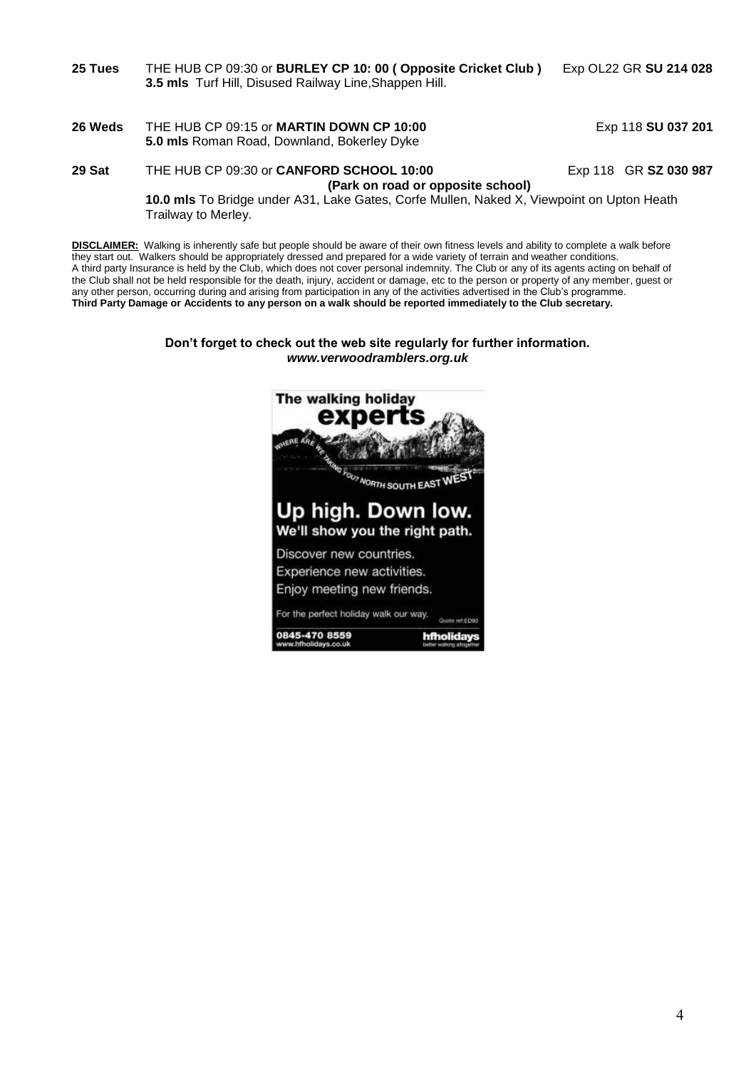**25 Tues** THE HUB CP 09:30 or **BURLEY CP 10: 00 ( Opposite Cricket Club )** Exp OL22 GR **SU 214 028**
**3.5 mls** Turf Hill, Disused Railway Line,Shappen Hill.

**26 Weds** THE HUB CP 09:15 or **MARTIN DOWN CP 10:00** Exp 118 **SU 037 201**
**5.0 mls** Roman Road, Downland, Bokerley Dyke

**29 Sat** THE HUB CP 09:30 or **CANFORD SCHOOL 10:00** Exp 118 GR **SZ 030 987**
**(Park on road or opposite school)**
**10.0 mls** To Bridge under A31, Lake Gates, Corfe Mullen, Naked X, Viewpoint on Upton Heath Trailway to Merley.

**DISCLAIMER:** Walking is inherently safe but people should be aware of their own fitness levels and ability to complete a walk before they start out. Walkers should be appropriately dressed and prepared for a wide variety of terrain and weather conditions.
A third party Insurance is held by the Club, which does not cover personal indemnity. The Club or any of its agents acting on behalf of the Club shall not be held responsible for the death, injury, accident or damage, etc to the person or property of any member, guest or any other person, occurring during and arising from participation in any of the activities advertised in the Club's programme.
**Third Party Damage or Accidents to any person on a walk should be reported immediately to the Club secretary.**

**Don't forget to check out the web site regularly for further information.**
***www.verwoodramblers.org.uk***

The walking holiday
**experts**

WHERE ARE WE TAKING YOU? NORTH SOUTH EAST WEST

**Up high. Down low.**
**We'll show you the right path.**

Discover new countries.
Experience new activities.
Enjoy meeting new friends.

For the perfect holiday walk our way. Quote ref:ED80

**0845-470 8559**
www.hfholidays.co.uk

**hfholidays**
better walking altogether